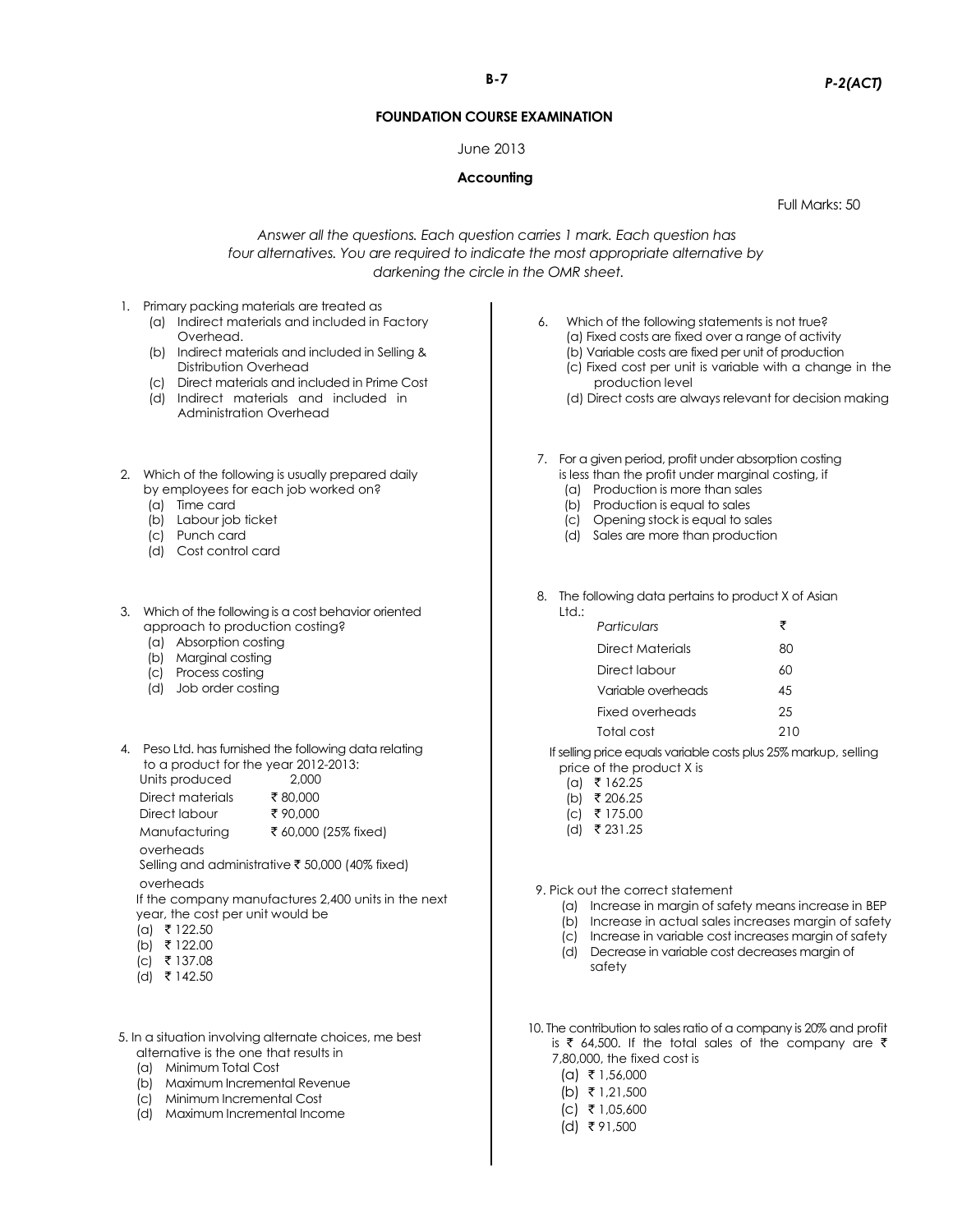**FOUNDATION COURSE EXAMINATION**

June 2013

**Accounting**

Full Marks: 50

*Answer all the questions. Each question carries 1 mark. Each question has four alternatives. You are required to indicate the most appropriate alternative by darkening the circle in the OMR sheet.*

1. Primary packing materials are treated as
   (a) Indirect materials and included in Factory Overhead.
   (b) Indirect materials and included in Selling & Distribution Overhead
   (c) Direct materials and included in Prime Cost
   (d) Indirect materials and included in Administration Overhead

2. Which of the following is usually prepared daily by employees for each job worked on?
   (a) Time card
   (b) Labour job ticket
   (c) Punch card
   (d) Cost control card

3. Which of the following is a cost behavior oriented approach to production costing?
   (a) Absorption costing
   (b) Marginal costing
   (c) Process costing
   (d) Job order costing

4. Peso Ltd. has furnished the following data relating to a product for the year 2012-2013:

| | |
|---|---|
| Units produced | 2,000 |
| Direct materials | ₹ 80,000 |
| Direct labour | ₹ 90,000 |
| Manufacturing overheads | ₹ 60,000 (25% fixed) |
| Selling and administrative overheads | ₹ 50,000 (40% fixed) |

   If the company manufactures 2,400 units in the next year, the cost per unit would be
   (a) ₹ 122.50
   (b) ₹ 122.00
   (c) ₹ 137.08
   (d) ₹ 142.50

5. In a situation involving alternate choices, me best alternative is the one that results in
   (a) Minimum Total Cost
   (b) Maximum Incremental Revenue
   (c) Minimum Incremental Cost
   (d) Maximum Incremental Income

6. Which of the following statements is not true?
   (a) Fixed costs are fixed over a range of activity
   (b) Variable costs are fixed per unit of production
   (c) Fixed cost per unit is variable with a change in the production level
   (d) Direct costs are always relevant for decision making

7. For a given period, profit under absorption costing is less than the profit under marginal costing, if
   (a) Production is more than sales
   (b) Production is equal to sales
   (c) Opening stock is equal to sales
   (d) Sales are more than production

8. The following data pertains to product X of Asian Ltd.:

| *Particulars* | ₹ |
|---|---|
| Direct Materials | 80 |
| Direct labour | 60 |
| Variable overheads | 45 |
| Fixed overheads | 25 |
| Total cost | 210 |

   If selling price equals variable costs plus 25% markup, selling price of the product X is
   (a) ₹ 162.25
   (b) ₹ 206.25
   (c) ₹ 175.00
   (d) ₹ 231.25

9. Pick out the correct statement
   (a) Increase in margin of safety means increase in BEP
   (b) Increase in actual sales increases margin of safety
   (c) Increase in variable cost increases margin of safety
   (d) Decrease in variable cost decreases margin of safety

10. The contribution to sales ratio of a company is 20% and profit is ₹ 64,500. If the total sales of the company are ₹ 7,80,000, the fixed cost is
    (a) ₹ 1,56,000
    (b) ₹ 1,21,500
    (c) ₹ 1,05,600
    (d) ₹ 91,500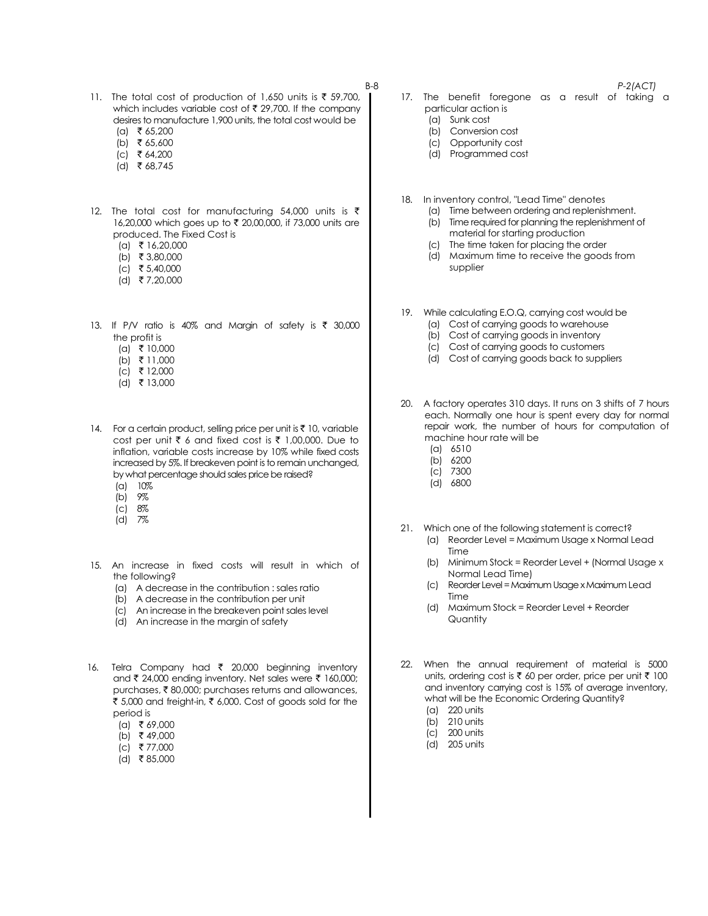11. The total cost of production of 1,650 units is ₹ 59,700, which includes variable cost of ₹ 29,700. If the company desires to manufacture 1,900 units, the total cost would be
    - (a) ₹ 65,200
    - (b) ₹ 65,600
    - (c) ₹ 64,200
    - (d) ₹ 68,745

12. The total cost for manufacturing 54,000 units is ₹ 16,20,000 which goes up to ₹ 20,00,000, if 73,000 units are produced. The Fixed Cost is
    - (a) ₹ 16,20,000
    - (b) ₹ 3,80,000
    - (c) ₹ 5,40,000
    - (d) ₹ 7,20,000

13. If P/V ratio is 40% and Margin of safety is ₹ 30,000 the profit is
    - (a) ₹ 10,000
    - (b) ₹ 11,000
    - (c) ₹ 12,000
    - (d) ₹ 13,000

14. For a certain product, selling price per unit is ₹ 10, variable cost per unit ₹ 6 and fixed cost is ₹ 1,00,000. Due to inflation, variable costs increase by 10% while fixed costs increased by 5%. If breakeven point is to remain unchanged, by what percentage should sales price be raised?
    - (a) 10%
    - (b) 9%
    - (c) 8%
    - (d) 7%

15. An increase in fixed costs will result in which of the following?
    - (a) A decrease in the contribution : sales ratio
    - (b) A decrease in the contribution per unit
    - (c) An increase in the breakeven point sales level
    - (d) An increase in the margin of safety

16. Telra Company had ₹ 20,000 beginning inventory and ₹ 24,000 ending inventory. Net sales were ₹ 160,000; purchases, ₹ 80,000; purchases returns and allowances, ₹ 5,000 and freight-in, ₹ 6,000. Cost of goods sold for the period is
    - (a) ₹ 69,000
    - (b) ₹ 49,000
    - (c) ₹ 77,000
    - (d) ₹ 85,000

17. The benefit foregone as a result of taking a particular action is
    - (a) Sunk cost
    - (b) Conversion cost
    - (c) Opportunity cost
    - (d) Programmed cost

18. In inventory control, "Lead Time" denotes
    - (a) Time between ordering and replenishment.
    - (b) Time required for planning the replenishment of material for starting production
    - (c) The time taken for placing the order
    - (d) Maximum time to receive the goods from supplier

19. While calculating E.O.Q, carrying cost would be
    - (a) Cost of carrying goods to warehouse
    - (b) Cost of carrying goods in inventory
    - (c) Cost of carrying goods to customers
    - (d) Cost of carrying goods back to suppliers

20. A factory operates 310 days. It runs on 3 shifts of 7 hours each. Normally one hour is spent every day for normal repair work, the number of hours for computation of machine hour rate will be
    - (a) 6510
    - (b) 6200
    - (c) 7300
    - (d) 6800

21. Which one of the following statement is correct?
    - (a) Reorder Level = Maximum Usage x Normal Lead Time
    - (b) Minimum Stock = Reorder Level + (Normal Usage x Normal Lead Time)
    - (c) Reorder Level = Maximum Usage x Maximum Lead Time
    - (d) Maximum Stock = Reorder Level + Reorder Quantity

22. When the annual requirement of material is 5000 units, ordering cost is ₹ 60 per order, price per unit ₹ 100 and inventory carrying cost is 15% of average inventory, what will be the Economic Ordering Quantity?
    - (a) 220 units
    - (b) 210 units
    - (c) 200 units
    - (d) 205 units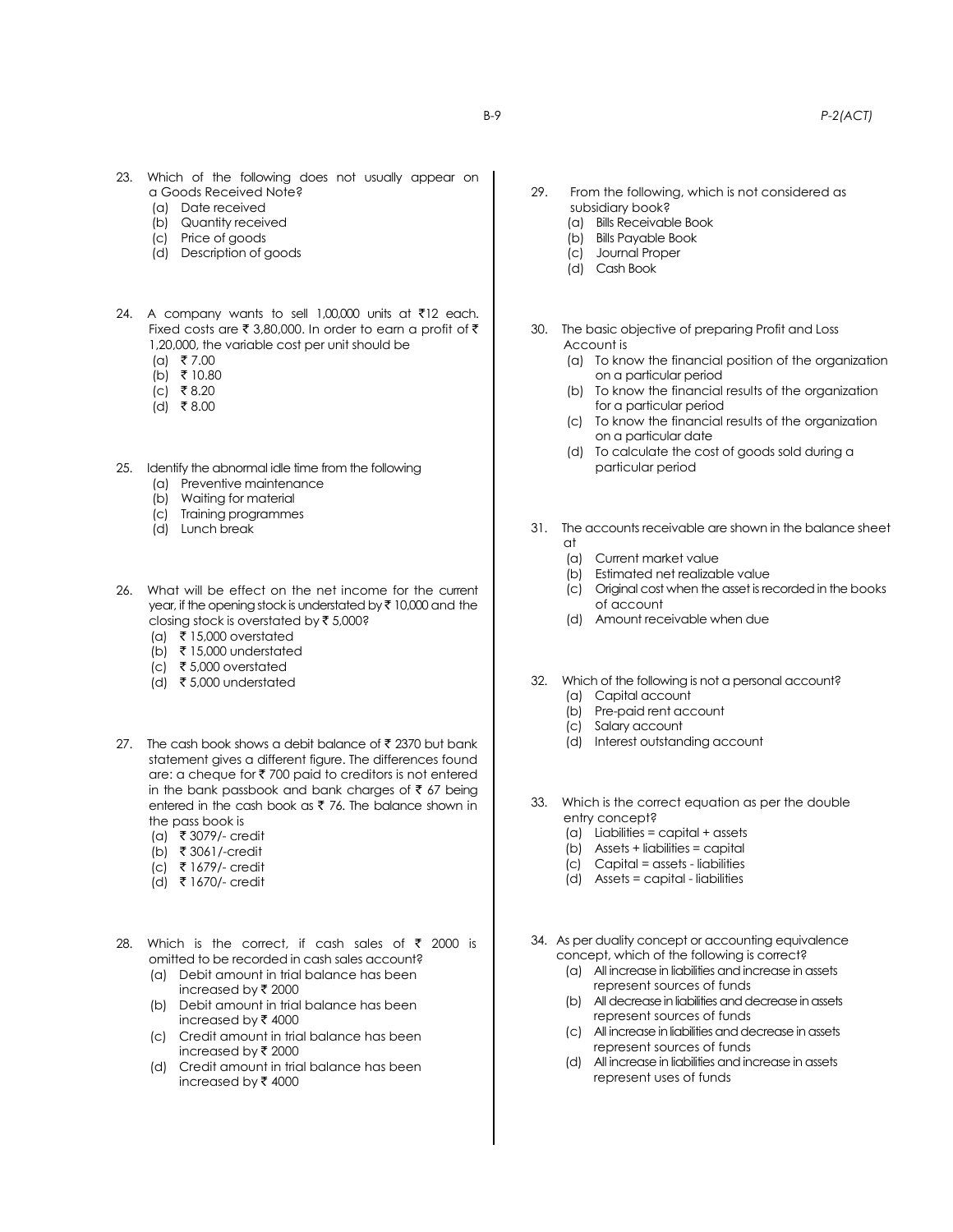23. Which of the following does not usually appear on a Goods Received Note?
    - (a) Date received
    - (b) Quantity received
    - (c) Price of goods
    - (d) Description of goods

24. A company wants to sell 1,00,000 units at ₹12 each. Fixed costs are ₹ 3,80,000. In order to earn a profit of ₹ 1,20,000, the variable cost per unit should be
    - (a) ₹ 7.00
    - (b) ₹ 10.80
    - (c) ₹ 8.20
    - (d) ₹ 8.00

25. Identify the abnormal idle time from the following
    - (a) Preventive maintenance
    - (b) Waiting for material
    - (c) Training programmes
    - (d) Lunch break

26. What will be effect on the net income for the current year, if the opening stock is understated by ₹ 10,000 and the closing stock is overstated by ₹ 5,000?
    - (a) ₹ 15,000 overstated
    - (b) ₹ 15,000 understated
    - (c) ₹ 5,000 overstated
    - (d) ₹ 5,000 understated

27. The cash book shows a debit balance of ₹ 2370 but bank statement gives a different figure. The differences found are: a cheque for ₹ 700 paid to creditors is not entered in the bank passbook and bank charges of ₹ 67 being entered in the cash book as ₹ 76. The balance shown in the pass book is
    - (a) ₹ 3079/- credit
    - (b) ₹ 3061/-credit
    - (c) ₹ 1679/- credit
    - (d) ₹ 1670/- credit

28. Which is the correct, if cash sales of ₹ 2000 is omitted to be recorded in cash sales account?
    - (a) Debit amount in trial balance has been increased by ₹ 2000
    - (b) Debit amount in trial balance has been increased by ₹ 4000
    - (c) Credit amount in trial balance has been increased by ₹ 2000
    - (d) Credit amount in trial balance has been increased by ₹ 4000

29. From the following, which is not considered as subsidiary book?
    - (a) Bills Receivable Book
    - (b) Bills Payable Book
    - (c) Journal Proper
    - (d) Cash Book

30. The basic objective of preparing Profit and Loss Account is
    - (a) To know the financial position of the organization on a particular period
    - (b) To know the financial results of the organization for a particular period
    - (c) To know the financial results of the organization on a particular date
    - (d) To calculate the cost of goods sold during a particular period

31. The accounts receivable are shown in the balance sheet at
    - (a) Current market value
    - (b) Estimated net realizable value
    - (c) Original cost when the asset is recorded in the books of account
    - (d) Amount receivable when due

32. Which of the following is not a personal account?
    - (a) Capital account
    - (b) Pre-paid rent account
    - (c) Salary account
    - (d) Interest outstanding account

33. Which is the correct equation as per the double entry concept?
    - (a) Liabilities = capital + assets
    - (b) Assets + liabilities = capital
    - (c) Capital = assets - liabilities
    - (d) Assets = capital - liabilities

34. As per duality concept or accounting equivalence concept, which of the following is correct?
    - (a) All increase in liabilities and increase in assets represent sources of funds
    - (b) All decrease in liabilities and decrease in assets represent sources of funds
    - (c) All increase in liabilities and decrease in assets represent sources of funds
    - (d) All increase in liabilities and increase in assets represent uses of funds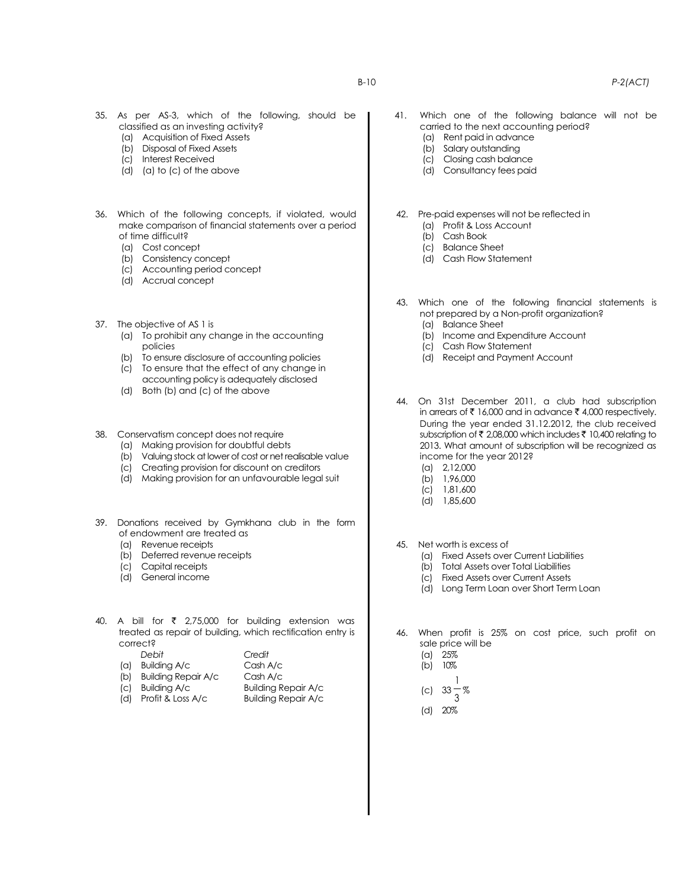35. As per AS-3, which of the following, should be classified as an investing activity?
    (a) Acquisition of Fixed Assets
    (b) Disposal of Fixed Assets
    (c) Interest Received
    (d) (a) to (c) of the above

36. Which of the following concepts, if violated, would make comparison of financial statements over a period of time difficult?
    (a) Cost concept
    (b) Consistency concept
    (c) Accounting period concept
    (d) Accrual concept

37. The objective of AS 1 is
    (a) To prohibit any change in the accounting policies
    (b) To ensure disclosure of accounting policies
    (c) To ensure that the effect of any change in accounting policy is adequately disclosed
    (d) Both (b) and (c) of the above

38. Conservatism concept does not require
    (a) Making provision for doubtful debts
    (b) Valuing stock at lower of cost or net realisable value
    (c) Creating provision for discount on creditors
    (d) Making provision for an unfavourable legal suit

39. Donations received by Gymkhana club in the form of endowment are treated as
    (a) Revenue receipts
    (b) Deferred revenue receipts
    (c) Capital receipts
    (d) General income

40. A bill for ₹ 2,75,000 for building extension was treated as repair of building, which rectification entry is correct?

|     | *Debit* | *Credit* |
|---|---|---|
| (a) | Building A/c | Cash A/c |
| (b) | Building Repair A/c | Cash A/c |
| (c) | Building A/c | Building Repair A/c |
| (d) | Profit & Loss A/c | Building Repair A/c |

41. Which one of the following balance will not be carried to the next accounting period?
    (a) Rent paid in advance
    (b) Salary outstanding
    (c) Closing cash balance
    (d) Consultancy fees paid

42. Pre-paid expenses will not be reflected in
    (a) Profit & Loss Account
    (b) Cash Book
    (c) Balance Sheet
    (d) Cash Flow Statement

43. Which one of the following financial statements is not prepared by a Non-profit organization?
    (a) Balance Sheet
    (b) Income and Expenditure Account
    (c) Cash Flow Statement
    (d) Receipt and Payment Account

44. On 31st December 2011, a club had subscription in arrears of ₹ 16,000 and in advance ₹ 4,000 respectively. During the year ended 31.12.2012, the club received subscription of ₹ 2,08,000 which includes ₹ 10,400 relating to 2013. What amount of subscription will be recognized as income for the year 2012?
    (a) 2,12,000
    (b) 1,96,000
    (c) 1,81,600
    (d) 1,85,600

45. Net worth is excess of
    (a) Fixed Assets over Current Liabilities
    (b) Total Assets over Total Liabilities
    (c) Fixed Assets over Current Assets
    (d) Long Term Loan over Short Term Loan

46. When profit is 25% on cost price, such profit on sale price will be
    (a) 25%
    (b) 10%
    (c) $33\frac{1}{3}\%$
    (d) 20%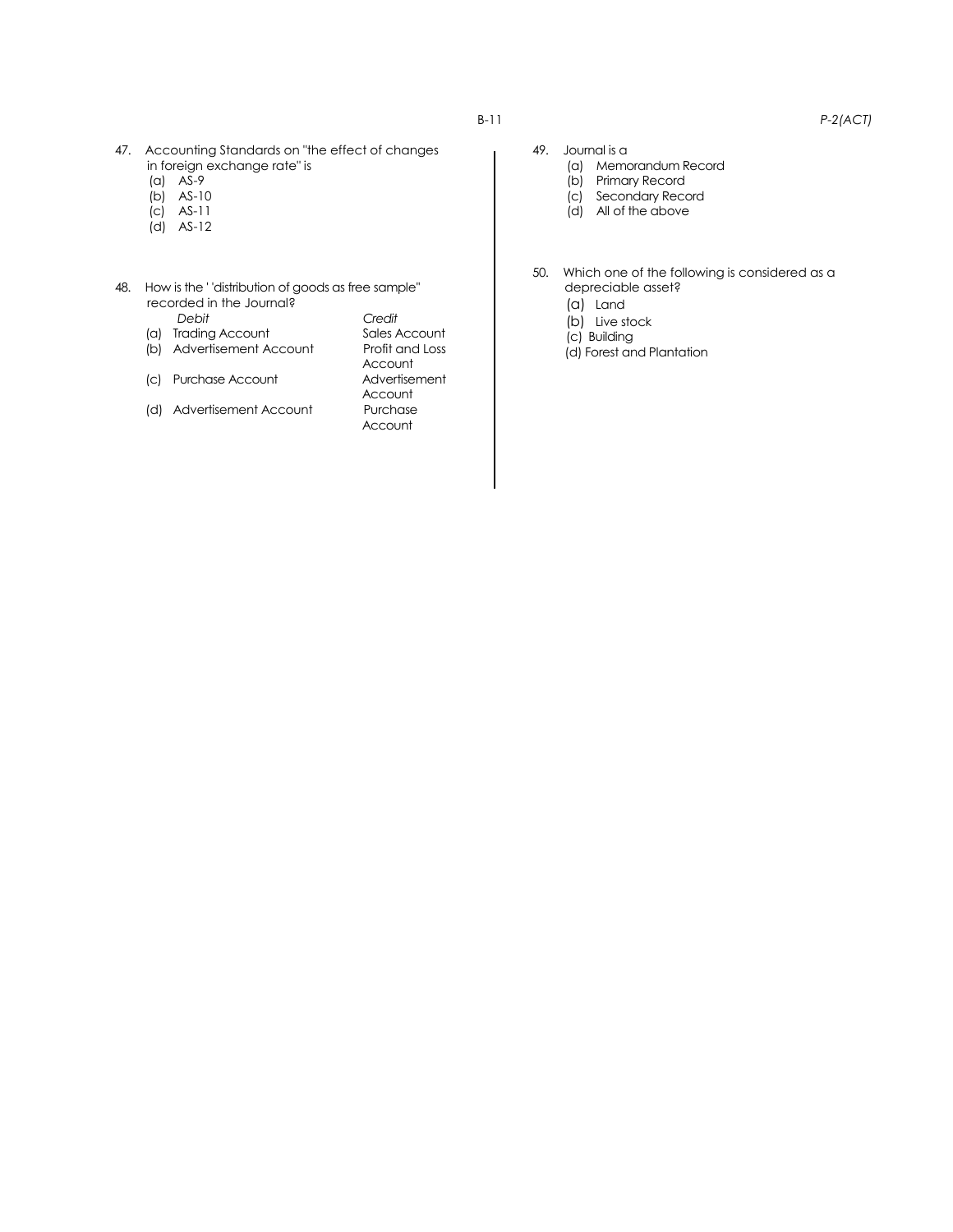47. Accounting Standards on "the effect of changes in foreign exchange rate" is
   - (a) AS-9
   - (b) AS-10
   - (c) AS-11
   - (d) AS-12

48. How is the ' 'distribution of goods as free sample" recorded in the Journal?

| | *Debit* | *Credit* |
|---|---|---|
| (a) | Trading Account | Sales Account |
| (b) | Advertisement Account | Profit and Loss Account |
| (c) | Purchase Account | Advertisement Account |
| (d) | Advertisement Account | Purchase Account |

49. Journal is a
   - (a) Memorandum Record
   - (b) Primary Record
   - (c) Secondary Record
   - (d) All of the above

50. Which one of the following is considered as a depreciable asset?
   - (a) Land
   - (b) Live stock
   - (c) Building
   - (d) Forest and Plantation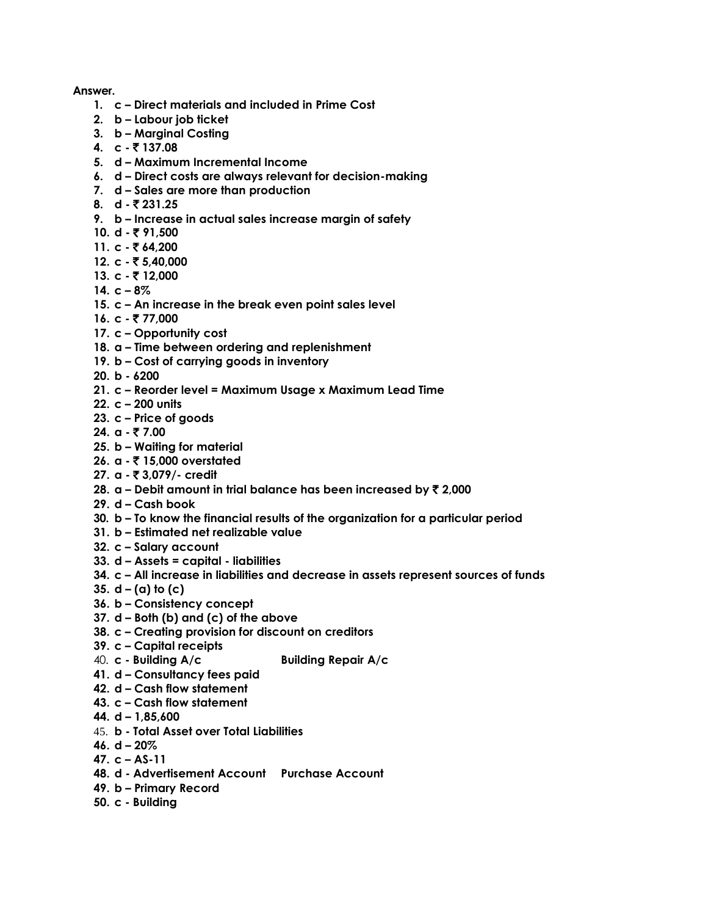**Answer.**

1. **c – Direct materials and included in Prime Cost**
2. **b – Labour job ticket**
3. **b – Marginal Costing**
4. **c - ₹ 137.08**
5. **d – Maximum Incremental Income**
6. **d – Direct costs are always relevant for decision-making**
7. **d – Sales are more than production**
8. **d - ₹ 231.25**
9. **b – Increase in actual sales increase margin of safety**
10. **d - ₹ 91,500**
11. **c - ₹ 64,200**
12. **c - ₹ 5,40,000**
13. **c - ₹ 12,000**
14. **c – 8%**
15. **c – An increase in the break even point sales level**
16. **c - ₹ 77,000**
17. **c – Opportunity cost**
18. **a – Time between ordering and replenishment**
19. **b – Cost of carrying goods in inventory**
20. **b - 6200**
21. **c – Reorder level = Maximum Usage x Maximum Lead Time**
22. **c – 200 units**
23. **c – Price of goods**
24. **a - ₹ 7.00**
25. **b – Waiting for material**
26. **a - ₹ 15,000 overstated**
27. **a - ₹ 3,079/- credit**
28. **a – Debit amount in trial balance has been increased by ₹ 2,000**
29. **d – Cash book**
30. **b – To know the financial results of the organization for a particular period**
31. **b – Estimated net realizable value**
32. **c – Salary account**
33. **d – Assets = capital - liabilities**
34. **c – All increase in liabilities and decrease in assets represent sources of funds**
35. **d – (a) to (c)**
36. **b – Consistency concept**
37. **d – Both (b) and (c) of the above**
38. **c – Creating provision for discount on creditors**
39. **c – Capital receipts**
40. **c - Building A/c Building Repair A/c**
41. **d – Consultancy fees paid**
42. **d – Cash flow statement**
43. **c – Cash flow statement**
44. **d – 1,85,600**
45. **b - Total Asset over Total Liabilities**
46. **d – 20%**
47. **c – AS-11**
48. **d - Advertisement Account Purchase Account**
49. **b – Primary Record**
50. **c - Building**